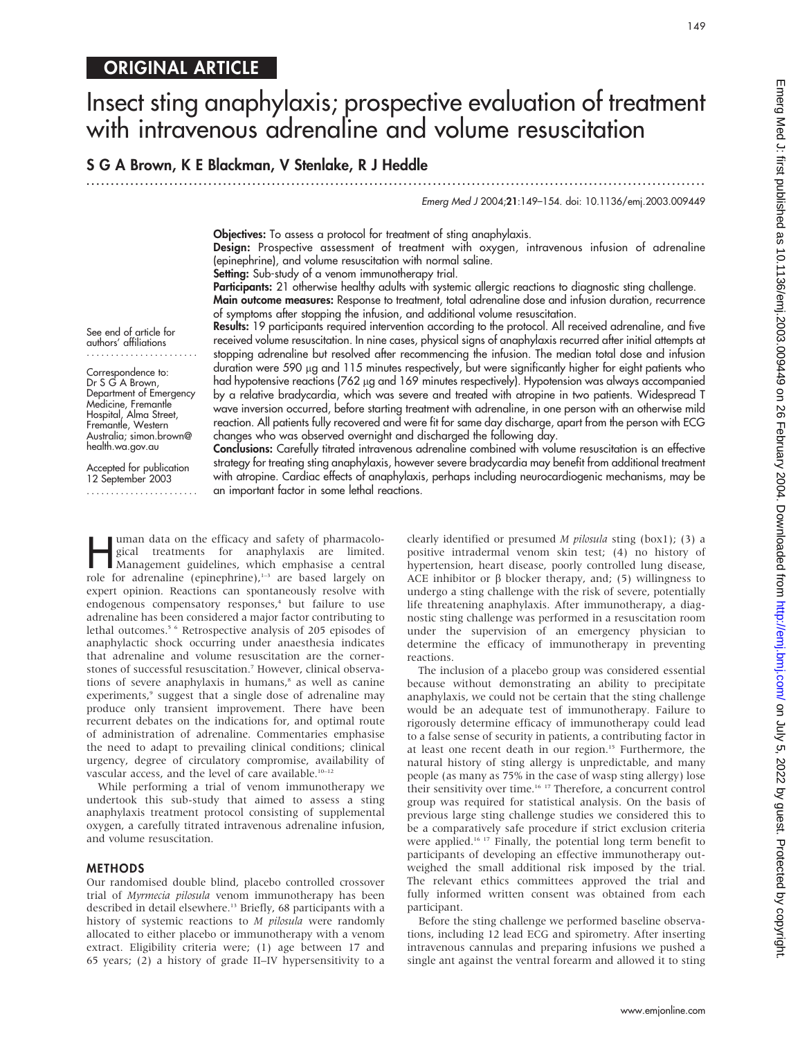ORIGINAL ARTICLE

# Insect sting anaphylaxis; prospective evaluation of treatment with intravenous adrenaline and volume resuscitation

**S G A Brown, K E Blackman, V Stenlake, R J Heddle**

See end of article for authors' affiliations

Correspondence to: Dr S G A Brown, Department of Emergency Medicine, Fremantle Hospital, Alma Street, Fremantle, Western Australia; simon.brown@health.wa.gov.au

Accepted for publication 12 September 2003

**Objectives:** To assess a protocol for treatment of sting anaphylaxis.

**Design:** Prospective assessment of treatment with oxygen, intravenous infusion of adrenaline (epinephrine), and volume resuscitation with normal saline.

**Setting:** Sub-study of a venom immunotherapy trial.

**Participants:** 21 otherwise healthy adults with systemic allergic reactions to diagnostic sting challenge.

**Main outcome measures:** Response to treatment, total adrenaline dose and infusion duration, recurrence of symptoms after stopping the infusion, and additional volume resuscitation.

**Results:** 19 participants required intervention according to the protocol. All received adrenaline, and five received volume resuscitation. In nine cases, physical signs of anaphylaxis recurred after initial attempts at stopping adrenaline but resolved after recommencing the infusion. The median total dose and infusion duration were 590 µg and 115 minutes respectively, but were significantly higher for eight patients who had hypotensive reactions (762 µg and 169 minutes respectively). Hypotension was always accompanied by a relative bradycardia, which was severe and treated with atropine in two patients. Widespread T wave inversion occurred, before starting treatment with adrenaline, in one person with an otherwise mild reaction. All patients fully recovered and were fit for same day discharge, apart from the person with ECG changes who was observed overnight and discharged the following day.

**Conclusions:** Carefully titrated intravenous adrenaline combined with volume resuscitation is an effective strategy for treating sting anaphylaxis, however severe bradycardia may benefit from additional treatment with atropine. Cardiac effects of anaphylaxis, perhaps including neurocardiogenic mechanisms, may be an important factor in some lethal reactions.

Human data on the efficacy and safety of pharmacological treatments for anaphylaxis are limited. Management guidelines, which emphasise a central role for adrenaline (epinephrine),[1–3] are based largely on expert opinion. Reactions can spontaneously resolve with endogenous compensatory responses,[4] but failure to use adrenaline has been considered a major factor contributing to lethal outcomes.[5,6] Retrospective analysis of 205 episodes of anaphylactic shock occurring under anaesthesia indicates that adrenaline and volume resuscitation are the cornerstones of successful resuscitation.[7] However, clinical observations of severe anaphylaxis in humans,[8] as well as canine experiments,[9] suggest that a single dose of adrenaline may produce only transient improvement. There have been recurrent debates on the indications for, and optimal route of administration of adrenaline. Commentaries emphasise the need to adapt to prevailing clinical conditions; clinical urgency, degree of circulatory compromise, availability of vascular access, and the level of care available.[10–12]

While performing a trial of venom immunotherapy we undertook this sub-study that aimed to assess a sting anaphylaxis treatment protocol consisting of supplemental oxygen, a carefully titrated intravenous adrenaline infusion, and volume resuscitation.

## METHODS

Our randomised double blind, placebo controlled crossover trial of *Myrmecia pilosula* venom immunotherapy has been described in detail elsewhere.[13] Briefly, 68 participants with a history of systemic reactions to *M pilosula* were randomly allocated to either placebo or immunotherapy with a venom extract. Eligibility criteria were; (1) age between 17 and 65 years; (2) a history of grade II–IV hypersensitivity to a clearly identified or presumed *M pilosula* sting (box1); (3) a positive intradermal venom skin test; (4) no history of hypertension, heart disease, poorly controlled lung disease, ACE inhibitor or β blocker therapy, and; (5) willingness to undergo a sting challenge with the risk of severe, potentially life threatening anaphylaxis. After immunotherapy, a diagnostic sting challenge was performed in a resuscitation room under the supervision of an emergency physician to determine the efficacy of immunotherapy in preventing reactions.

The inclusion of a placebo group was considered essential because without demonstrating an ability to precipitate anaphylaxis, we could not be certain that the sting challenge would be an adequate test of immunotherapy. Failure to rigorously determine efficacy of immunotherapy could lead to a false sense of security in patients, a contributing factor in at least one recent death in our region.[15] Furthermore, the natural history of sting allergy is unpredictable, and many people (as many as 75% in the case of wasp sting allergy) lose their sensitivity over time.[16,17] Therefore, a concurrent control group was required for statistical analysis. On the basis of previous large sting challenge studies we considered this to be a comparatively safe procedure if strict exclusion criteria were applied.[16,17] Finally, the potential long term benefit to participants of developing an effective immunotherapy outweighed the small additional risk imposed by the trial. The relevant ethics committees approved the trial and fully informed written consent was obtained from each participant.

Before the sting challenge we performed baseline observations, including 12 lead ECG and spirometry. After inserting intravenous cannulas and preparing infusions we pushed a single ant against the ventral forearm and allowed it to sting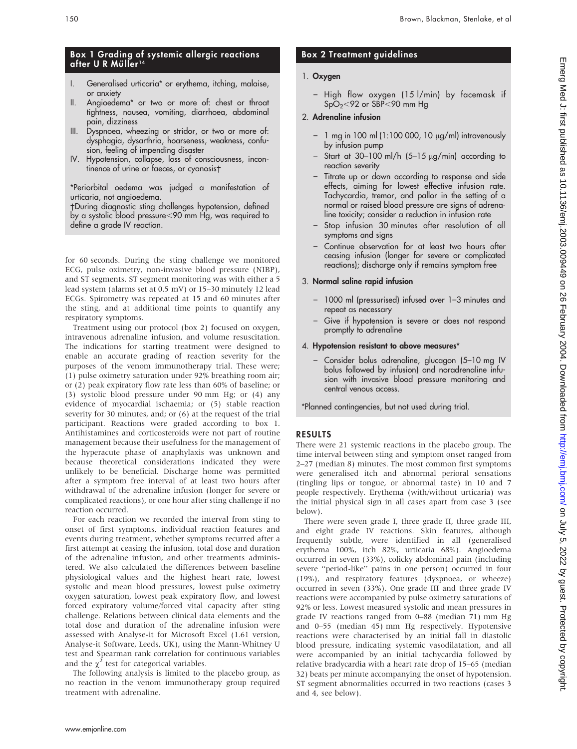### Box 1 Grading of systemic allergic reactions after U R Müller[14]

I. Generalised urticaria* or erythema, itching, malaise, or anxiety
II. Angioedema* or two or more of: chest or throat tightness, nausea, vomiting, diarrhoea, abdominal pain, dizziness
III. Dyspnoea, wheezing or stridor, or two or more of: dysphagia, dysarthria, hoarseness, weakness, confusion, feeling of impending disaster
IV. Hypotension, collapse, loss of consciousness, incontinence of urine or faeces, or cyanosis†

*Periorbital oedema was judged a manifestation of urticaria, not angioedema.
†During diagnostic sting challenges hypotension, defined by a systolic blood pressure<90 mm Hg, was required to define a grade IV reaction.

for 60 seconds. During the sting challenge we monitored ECG, pulse oximetry, non-invasive blood pressure (NIBP), and ST segments. ST segment monitoring was with either a 5 lead system (alarms set at 0.5 mV) or 15–30 minutely 12 lead ECGs. Spirometry was repeated at 15 and 60 minutes after the sting, and at additional time points to quantify any respiratory symptoms.

Treatment using our protocol (box 2) focused on oxygen, intravenous adrenaline infusion, and volume resuscitation. The indications for starting treatment were designed to enable an accurate grading of reaction severity for the purposes of the venom immunotherapy trial. These were; (1) pulse oximetry saturation under 92% breathing room air; or (2) peak expiratory flow rate less than 60% of baseline; or (3) systolic blood pressure under 90 mm Hg; or (4) any evidence of myocardial ischaemia; or (5) stable reaction severity for 30 minutes, and; or (6) at the request of the trial participant. Reactions were graded according to box 1. Antihistamines and corticosteroids were not part of routine management because their usefulness for the management of the hyperacute phase of anaphylaxis was unknown and because theoretical considerations indicated they were unlikely to be beneficial. Discharge home was permitted after a symptom free interval of at least two hours after withdrawal of the adrenaline infusion (longer for severe or complicated reactions), or one hour after sting challenge if no reaction occurred.

For each reaction we recorded the interval from sting to onset of first symptoms, individual reaction features and events during treatment, whether symptoms recurred after a first attempt at ceasing the infusion, total dose and duration of the adrenaline infusion, and other treatments administered. We also calculated the differences between baseline physiological values and the highest heart rate, lowest systolic and mean blood pressures, lowest pulse oximetry oxygen saturation, lowest peak expiratory flow, and lowest forced expiratory volume/forced vital capacity after sting challenge. Relations between clinical data elements and the total dose and duration of the adrenaline infusion were assessed with Analyse-it for Microsoft Excel (1.61 version, Analyse-it Software, Leeds, UK), using the Mann-Whitney U test and Spearman rank correlation for continuous variables and the $\chi^2$ test for categorical variables.

The following analysis is limited to the placebo group, as no reaction in the venom immunotherapy group required treatment with adrenaline.

### Box 2 Treatment guidelines

1. **Oxygen**
   - High flow oxygen (15 l/min) by facemask if $SpO_2$<92 or SBP<90 mm Hg
2. **Adrenaline infusion**
   - 1 mg in 100 ml (1:100 000, 10 μg/ml) intravenously by infusion pump
   - Start at 30–100 ml/h (5–15 μg/min) according to reaction severity
   - Titrate up or down according to response and side effects, aiming for lowest effective infusion rate. Tachycardia, tremor, and pallor in the setting of a normal or raised blood pressure are signs of adrenaline toxicity; consider a reduction in infusion rate
   - Stop infusion 30 minutes after resolution of all symptoms and signs
   - Continue observation for at least two hours after ceasing infusion (longer for severe or complicated reactions); discharge only if remains symptom free
3. **Normal saline rapid infusion**
   - 1000 ml (pressurised) infused over 1–3 minutes and repeat as necessary
   - Give if hypotension is severe or does not respond promptly to adrenaline
4. **Hypotension resistant to above measures***
   - Consider bolus adrenaline, glucagon (5–10 mg IV bolus followed by infusion) and noradrenaline infusion with invasive blood pressure monitoring and central venous access.

*Planned contingencies, but not used during trial.

## RESULTS

There were 21 systemic reactions in the placebo group. The time interval between sting and symptom onset ranged from 2–27 (median 8) minutes. The most common first symptoms were generalised itch and abnormal perioral sensations (tingling lips or tongue, or abnormal taste) in 10 and 7 people respectively. Erythema (with/without urticaria) was the initial physical sign in all cases apart from case 3 (see below).

There were seven grade I, three grade II, three grade III, and eight grade IV reactions. Skin features, although frequently subtle, were identified in all (generalised erythema 100%, itch 82%, urticaria 68%). Angioedema occurred in seven (33%), colicky abdominal pain (including severe "period-like" pains in one person) occurred in four (19%), and respiratory features (dyspnoea, or wheeze) occurred in seven (33%). One grade III and three grade IV reactions were accompanied by pulse oximetry saturations of 92% or less. Lowest measured systolic and mean pressures in grade IV reactions ranged from 0–88 (median 71) mm Hg and 0–55 (median 45) mm Hg respectively. Hypotensive reactions were characterised by an initial fall in diastolic blood pressure, indicating systemic vasodilatation, and all were accompanied by an initial tachycardia followed by relative bradycardia with a heart rate drop of 15–65 (median 32) beats per minute accompanying the onset of hypotension. ST segment abnormalities occurred in two reactions (cases 3 and 4, see below).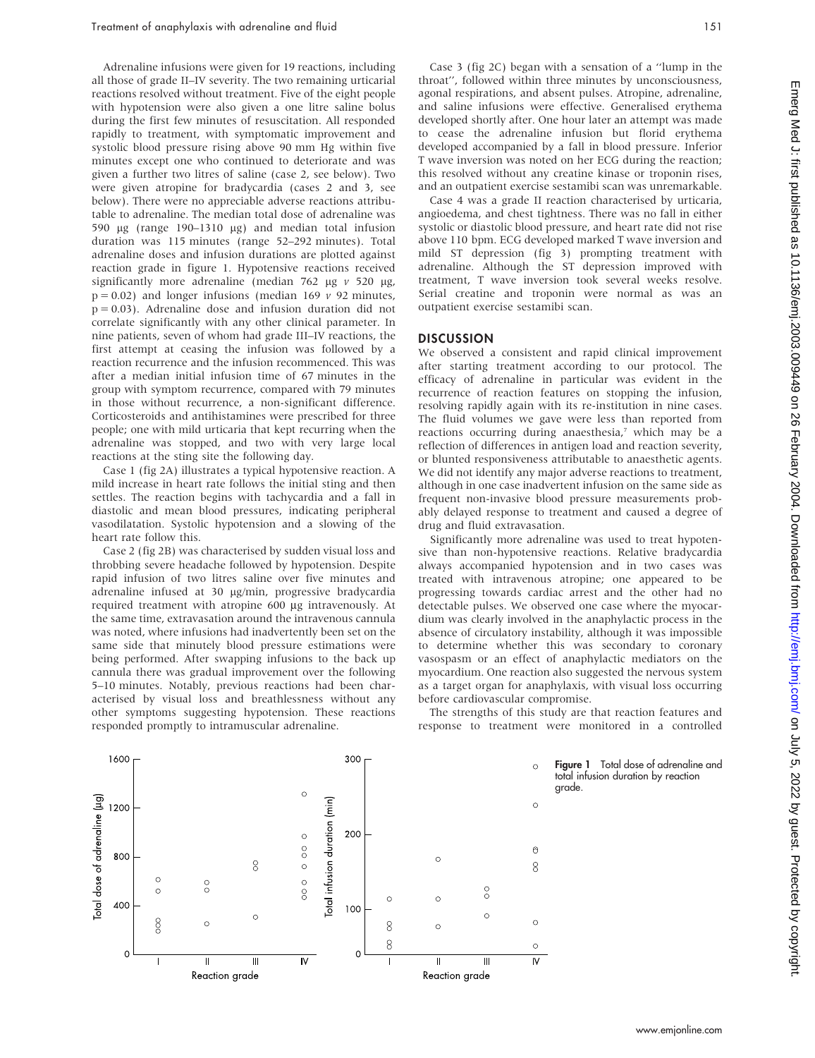Adrenaline infusions were given for 19 reactions, including all those of grade II–IV severity. The two remaining urticarial reactions resolved without treatment. Five of the eight people with hypotension were also given a one litre saline bolus during the first few minutes of resuscitation. All responded rapidly to treatment, with symptomatic improvement and systolic blood pressure rising above 90 mm Hg within five minutes except one who continued to deteriorate and was given a further two litres of saline (case 2, see below). Two were given atropine for bradycardia (cases 2 and 3, see below). There were no appreciable adverse reactions attributable to adrenaline. The median total dose of adrenaline was 590 µg (range 190–1310 µg) and median total infusion duration was 115 minutes (range 52–292 minutes). Total adrenaline doses and infusion durations are plotted against reaction grade in figure 1. Hypotensive reactions received significantly more adrenaline (median 762 µg *v* 520 µg, $p = 0.02$) and longer infusions (median 169 *v* 92 minutes, $p = 0.03$). Adrenaline dose and infusion duration did not correlate significantly with any other clinical parameter. In nine patients, seven of whom had grade III–IV reactions, the first attempt at ceasing the infusion was followed by a reaction recurrence and the infusion recommenced. This was after a median initial infusion time of 67 minutes in the group with symptom recurrence, compared with 79 minutes in those without recurrence, a non-significant difference. Corticosteroids and antihistamines were prescribed for three people; one with mild urticaria that kept recurring when the adrenaline was stopped, and two with very large local reactions at the sting site the following day.

Case 1 (fig 2A) illustrates a typical hypotensive reaction. A mild increase in heart rate follows the initial sting and then settles. The reaction begins with tachycardia and a fall in diastolic and mean blood pressures, indicating peripheral vasodilatation. Systolic hypotension and a slowing of the heart rate follow this.

Case 2 (fig 2B) was characterised by sudden visual loss and throbbing severe headache followed by hypotension. Despite rapid infusion of two litres saline over five minutes and adrenaline infused at 30 µg/min, progressive bradycardia required treatment with atropine 600 µg intravenously. At the same time, extravasation around the intravenous cannula was noted, where infusions had inadvertently been set on the same side that minutely blood pressure estimations were being performed. After swapping infusions to the back up cannula there was gradual improvement over the following 5–10 minutes. Notably, previous reactions had been characterised by visual loss and breathlessness without any other symptoms suggesting hypotension. These reactions responded promptly to intramuscular adrenaline.

Case 3 (fig 2C) began with a sensation of a "lump in the throat", followed within three minutes by unconsciousness, agonal respirations, and absent pulses. Atropine, adrenaline, and saline infusions were effective. Generalised erythema developed shortly after. One hour later an attempt was made to cease the adrenaline infusion but florid erythema developed accompanied by a fall in blood pressure. Inferior T wave inversion was noted on her ECG during the reaction; this resolved without any creatine kinase or troponin rises, and an outpatient exercise sestamibi scan was unremarkable.

Case 4 was a grade II reaction characterised by urticaria, angioedema, and chest tightness. There was no fall in either systolic or diastolic blood pressure, and heart rate did not rise above 110 bpm. ECG developed marked T wave inversion and mild ST depression (fig 3) prompting treatment with adrenaline. Although the ST depression improved with treatment, T wave inversion took several weeks resolve. Serial creatine and troponin were normal as was an outpatient exercise sestamibi scan.

## DISCUSSION

We observed a consistent and rapid clinical improvement after starting treatment according to our protocol. The efficacy of adrenaline in particular was evident in the recurrence of reaction features on stopping the infusion, resolving rapidly again with its re-institution in nine cases. The fluid volumes we gave were less than reported from reactions occurring during anaesthesia,[7] which may be a reflection of differences in antigen load and reaction severity, or blunted responsiveness attributable to anaesthetic agents. We did not identify any major adverse reactions to treatment, although in one case inadvertent infusion on the same side as frequent non-invasive blood pressure measurements probably delayed response to treatment and caused a degree of drug and fluid extravasation.

Significantly more adrenaline was used to treat hypotensive than non-hypotensive reactions. Relative bradycardia always accompanied hypotension and in two cases was treated with intravenous atropine; one appeared to be progressing towards cardiac arrest and the other had no detectable pulses. We observed one case where the myocardium was clearly involved in the anaphylactic process in the absence of circulatory instability, although it was impossible to determine whether this was secondary to coronary vasospasm or an effect of anaphylactic mediators on the myocardium. One reaction also suggested the nervous system as a target organ for anaphylaxis, with visual loss occurring before cardiovascular compromise.

The strengths of this study are that reaction features and response to treatment were monitored in a controlled

**Figure 1** Total dose of adrenaline and total infusion duration by reaction grade.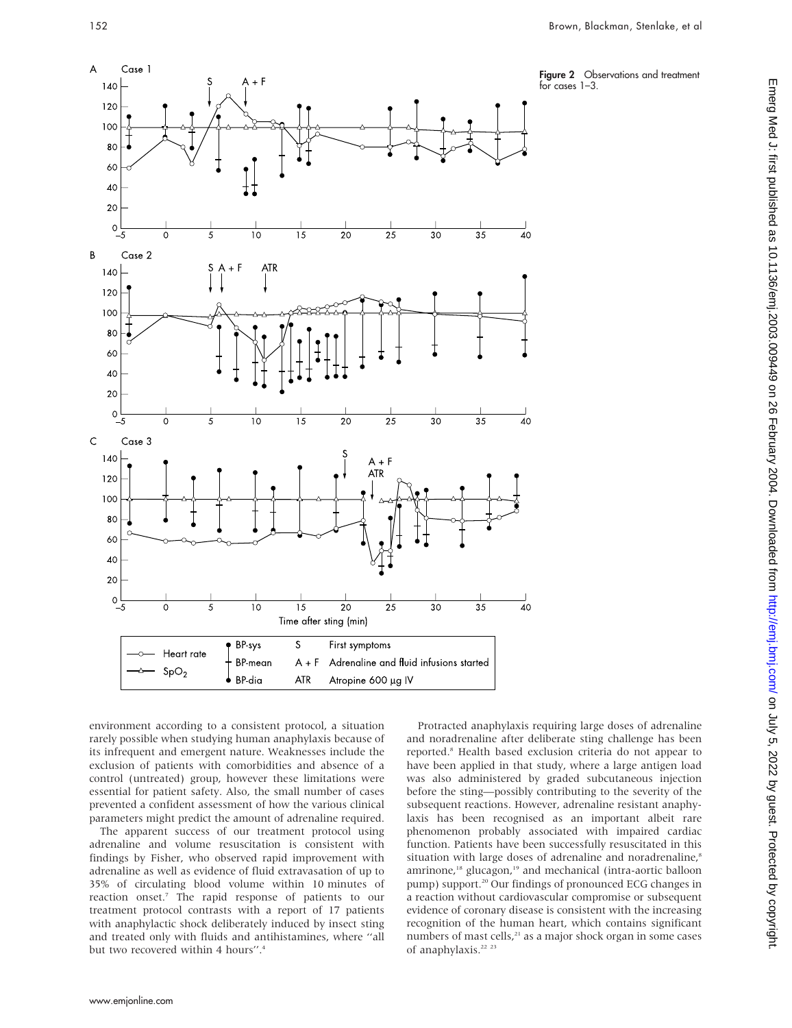Figure 2 Observations and treatment for cases 1–3.

environment according to a consistent protocol, a situation rarely possible when studying human anaphylaxis because of its infrequent and emergent nature. Weaknesses include the exclusion of patients with comorbidities and absence of a control (untreated) group, however these limitations were essential for patient safety. Also, the small number of cases prevented a confident assessment of how the various clinical parameters might predict the amount of adrenaline required.

The apparent success of our treatment protocol using adrenaline and volume resuscitation is consistent with findings by Fisher, who observed rapid improvement with adrenaline as well as evidence of fluid extravasation of up to 35% of circulating blood volume within 10 minutes of reaction onset.[7] The rapid response of patients to our treatment protocol contrasts with a report of 17 patients with anaphylactic shock deliberately induced by insect sting and treated only with fluids and antihistamines, where "all but two recovered within 4 hours".[4]

Protracted anaphylaxis requiring large doses of adrenaline and noradrenaline after deliberate sting challenge has been reported.[8] Health based exclusion criteria do not appear to have been applied in that study, where a large antigen load was also administered by graded subcutaneous injection before the sting—possibly contributing to the severity of the subsequent reactions. However, adrenaline resistant anaphylaxis has been recognised as an important albeit rare phenomenon probably associated with impaired cardiac function. Patients have been successfully resuscitated in this situation with large doses of adrenaline and noradrenaline,[8] amrinone,[18] glucagon,[19] and mechanical (intra-aortic balloon pump) support.[20] Our findings of pronounced ECG changes in a reaction without cardiovascular compromise or subsequent evidence of coronary disease is consistent with the increasing recognition of the human heart, which contains significant numbers of mast cells,[21] as a major shock organ in some cases of anaphylaxis.[22 23]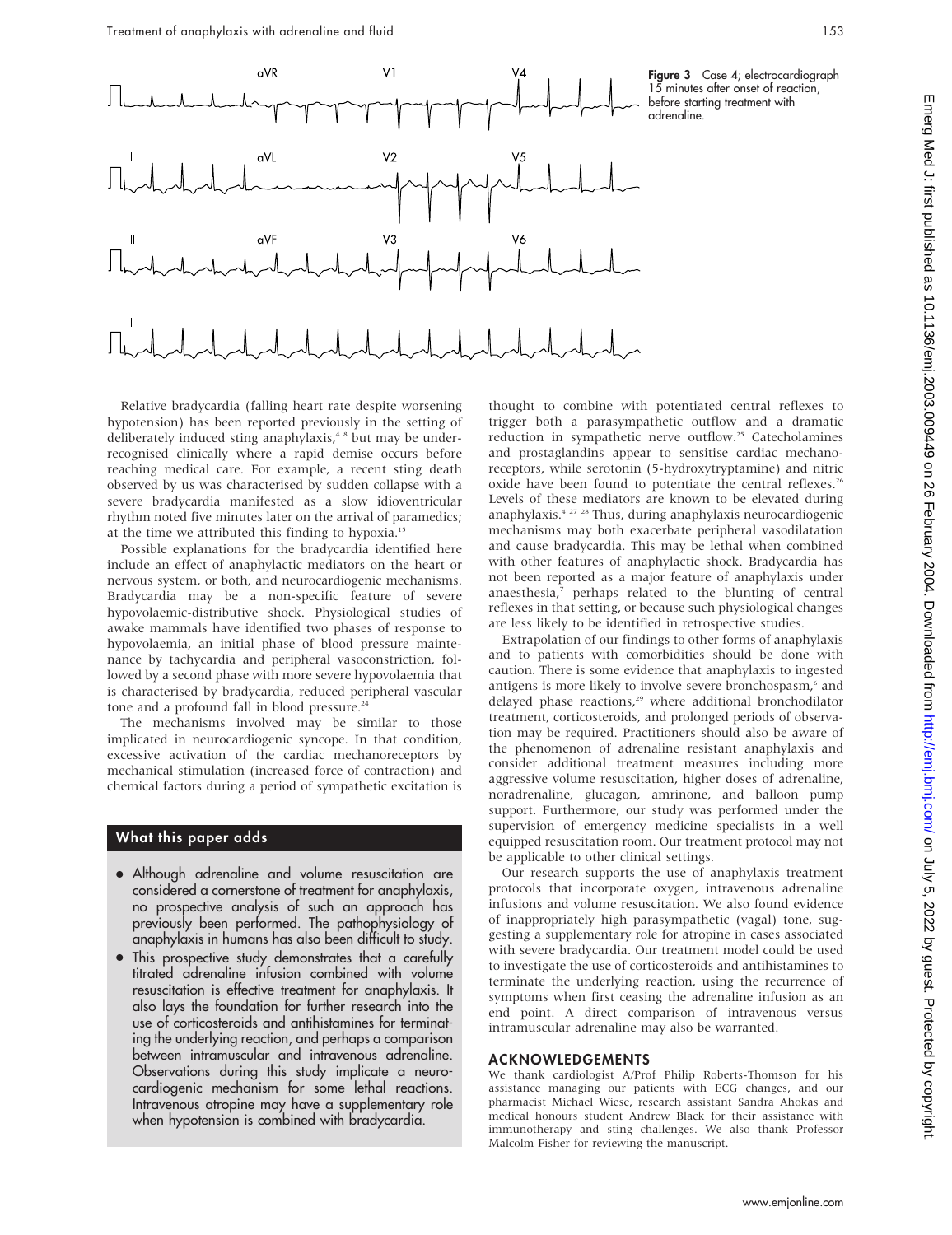Figure 3 Case 4; electrocardiograph 15 minutes after onset of reaction, before starting treatment with adrenaline.

Relative bradycardia (falling heart rate despite worsening hypotension) has been reported previously in the setting of deliberately induced sting anaphylaxis,[4 8] but may be under-recognised clinically where a rapid demise occurs before reaching medical care. For example, a recent sting death observed by us was characterised by sudden collapse with a severe bradycardia manifested as a slow idioventricular rhythm noted five minutes later on the arrival of paramedics; at the time we attributed this finding to hypoxia.[15]

Possible explanations for the bradycardia identified here include an effect of anaphylactic mediators on the heart or nervous system, or both, and neurocardiogenic mechanisms. Bradycardia may be a non-specific feature of severe hypovolaemic-distributive shock. Physiological studies of awake mammals have identified two phases of response to hypovolaemia, an initial phase of blood pressure maintenance by tachycardia and peripheral vasoconstriction, followed by a second phase with more severe hypovolaemia that is characterised by bradycardia, reduced peripheral vascular tone and a profound fall in blood pressure.[24]

The mechanisms involved may be similar to those implicated in neurocardiogenic syncope. In that condition, excessive activation of the cardiac mechanoreceptors by mechanical stimulation (increased force of contraction) and chemical factors during a period of sympathetic excitation is thought to combine with potentiated central reflexes to trigger both a parasympathetic outflow and a dramatic reduction in sympathetic nerve outflow.[25] Catecholamines and prostaglandins appear to sensitise cardiac mechanoreceptors, while serotonin (5-hydroxytryptamine) and nitric oxide have been found to potentiate the central reflexes.[26] Levels of these mediators are known to be elevated during anaphylaxis.[4 27 28] Thus, during anaphylaxis neurocardiogenic mechanisms may both exacerbate peripheral vasodilatation and cause bradycardia. This may be lethal when combined with other features of anaphylactic shock. Bradycardia has not been reported as a major feature of anaphylaxis under anaesthesia,[7] perhaps related to the blunting of central reflexes in that setting, or because such physiological changes are less likely to be identified in retrospective studies.

Extrapolation of our findings to other forms of anaphylaxis and to patients with comorbidities should be done with caution. There is some evidence that anaphylaxis to ingested antigens is more likely to involve severe bronchospasm,[6] and delayed phase reactions,[29] where additional bronchodilator treatment, corticosteroids, and prolonged periods of observation may be required. Practitioners should also be aware of the phenomenon of adrenaline resistant anaphylaxis and consider additional treatment measures including more aggressive volume resuscitation, higher doses of adrenaline, noradrenaline, glucagon, amrinone, and balloon pump support. Furthermore, our study was performed under the supervision of emergency medicine specialists in a well equipped resuscitation room. Our treatment protocol may not be applicable to other clinical settings.

Our research supports the use of anaphylaxis treatment protocols that incorporate oxygen, intravenous adrenaline infusions and volume resuscitation. We also found evidence of inappropriately high parasympathetic (vagal) tone, suggesting a supplementary role for atropine in cases associated with severe bradycardia. Our treatment model could be used to investigate the use of corticosteroids and antihistamines to terminate the underlying reaction, using the recurrence of symptoms when first ceasing the adrenaline infusion as an end point. A direct comparison of intravenous versus intramuscular adrenaline may also be warranted.

## What this paper adds

- Although adrenaline and volume resuscitation are considered a cornerstone of treatment for anaphylaxis, no prospective analysis of such an approach has previously been performed. The pathophysiology of anaphylaxis in humans has also been difficult to study.
- This prospective study demonstrates that a carefully titrated adrenaline infusion combined with volume resuscitation is effective treatment for anaphylaxis. It also lays the foundation for further research into the use of corticosteroids and antihistamines for terminating the underlying reaction, and perhaps a comparison between intramuscular and intravenous adrenaline. Observations during this study implicate a neurocardiogenic mechanism for some lethal reactions. Intravenous atropine may have a supplementary role when hypotension is combined with bradycardia.

## ACKNOWLEDGEMENTS

We thank cardiologist A/Prof Philip Roberts-Thomson for his assistance managing our patients with ECG changes, and our pharmacist Michael Wiese, research assistant Sandra Ahokas and medical honours student Andrew Black for their assistance with immunotherapy and sting challenges. We also thank Professor Malcolm Fisher for reviewing the manuscript.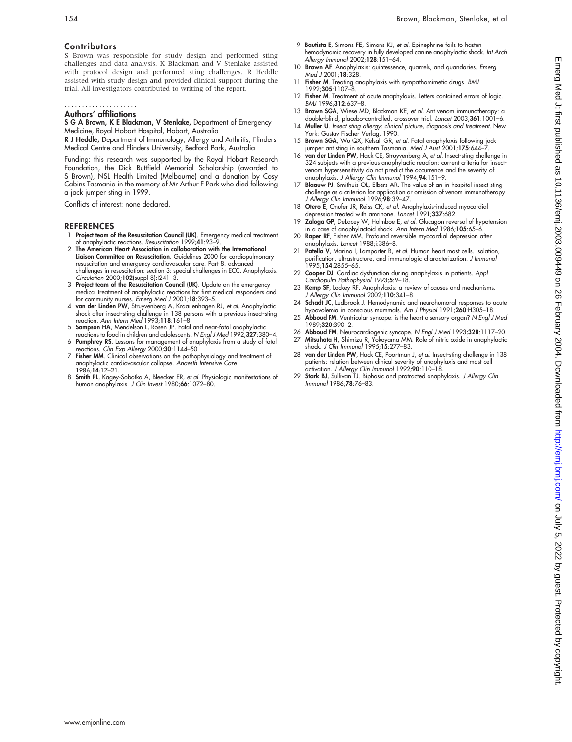## Contributors

S Brown was responsible for study design and performed sting challenges and data analysis. K Blackman and V Stenlake assisted with protocol design and performed sting challenges. R Heddle assisted with study design and provided clinical support during the trial. All investigators contributed to writing of the report.

## Authors' affiliations

**S G A Brown, K E Blackman, V Stenlake,** Department of Emergency Medicine, Royal Hobart Hospital, Hobart, Australia

**R J Heddle,** Department of Immunology, Allergy and Arthritis, Flinders Medical Centre and Flinders University, Bedford Park, Australia

Funding: this research was supported by the Royal Hobart Research Foundation, the Dick Buttfield Memorial Scholarship (awarded to S Brown), NSL Health Limited (Melbourne) and a donation by Cosy Cabins Tasmania in the memory of Mr Arthur F Park who died following a jack jumper sting in 1999.

Conflicts of interest: none declared.

## REFERENCES

1. **Project team of the Resuscitation Council (UK)**. Emergency medical treatment of anaphylactic reactions. *Resuscitation* 1999;**41**:93–9.
2. **The American Heart Association in collaboration with the International Liaison Committee on Resuscitation**. Guidelines 2000 for cardiopulmonary resuscitation and emergency cardiovascular care. Part 8: advanced challenges in resuscitation: section 3: special challenges in ECC. Anaphylaxis. *Circulation* 2000;**102**(suppl 8):I241–3.
3. **Project team of the Resuscitation Council (UK)**. Update on the emergency medical treatment of anaphylactic reactions for first medical responders and for community nurses. *Emerg Med J* 2001;**18**:393–5.
4. **van der Linden PW**, Struyvenberg A, Kraaijenhagen RJ, *et al*. Anaphylactic shock after insect-sting challenge in 138 persons with a previous insect-sting reaction. *Ann Intern Med* 1993;**118**:161–8.
5. **Sampson HA**, Mendelson L, Rosen JP. Fatal and near-fatal anaphylactic reactions to food in children and adolescents. *N Engl J Med* 1992;**327**:380–4.
6. **Pumphrey RS**. Lessons for management of anaphylaxis from a study of fatal reactions. *Clin Exp Allergy* 2000;**30**:1144–50.
7. **Fisher MM**. Clinical observations on the pathophysiology and treatment of anaphylactic cardiovascular collapse. *Anaesth Intensive Care* 1986;**14**:17–21.
8. **Smith PL**, Kagey-Sobotka A, Bleecker ER, *et al*. Physiologic manifestations of human anaphylaxis. *J Clin Invest* 1980;**66**:1072–80.
9. **Bautista E**, Simons FE, Simons KJ, *et al*. Epinephrine fails to hasten hemodynamic recovery in fully developed canine anaphylactic shock. *Int Arch Allergy Immunol* 2002;**128**:151–64.
10. **Brown AF**. Anaphylaxis: quintessence, quarrels, and quandaries. *Emerg Med J* 2001;**18**:328.
11. **Fisher M**. Treating anaphylaxis with sympathomimetic drugs. *BMJ* 1992;**305**:1107–8.
12. **Fisher M**. Treatment of acute anaphylaxis. Letters contained errors of logic. *BMJ* 1996;**312**:637–8.
13. **Brown SGA**, Wiese MD, Blackman KE, *et al*. Ant venom immunotherapy: a double-blind, placebo-controlled, crossover trial. *Lancet* 2003;**361**:1001–6.
14. **Muller U**. *Insect sting allergy: clinical picture, diagnosis and treatment*. New York: Gustav Fischer Verlag, 1990.
15. **Brown SGA**, Wu QX, Kelsall GR, *et al*. Fatal anaphylaxis following jack jumper ant sting in southern Tasmania. *Med J Aust* 2001;**175**:644–7.
16. **van der Linden PW**, Hack CE, Struyvenberg A, *et al*. Insect-sting challenge in 324 subjects with a previous anaphylactic reaction: current criteria for insect-venom hypersensitivity do not predict the occurrence and the severity of anaphylaxis. *J Allergy Clin Immunol* 1994;**94**:151–9.
17. **Blaauw PJ**, Smithuis OL, Elbers AR. The value of an in-hospital insect sting challenge as a criterion for application or omission of venom immunotherapy. *J Allergy Clin Immunol* 1996;**98**:39–47.
18. **Otero E**, Onufer JR, Reiss CK, *et al*. Anaphylaxis-induced myocardial depression treated with amrinone. *Lancet* 1991;**337**:682.
19. **Zaloga GP**, DeLacey W, Holmboe E, *et al*. Glucagon reversal of hypotension in a case of anaphylactoid shock. *Ann Intern Med* 1986;**105**:65–6.
20. **Raper RF**, Fisher MM. Profound reversible myocardial depression after anaphylaxis. *Lancet* 1988;i:386–8.
21. **Patella V**, Marino I, Lamparter B, *et al*. Human heart mast cells. Isolation, purification, ultrastructure, and immunologic characterization. *J Immunol* 1995;**154**:2855–65.
22. **Cooper DJ**. Cardiac dysfunction during anaphylaxis in patients. *Appl Cardiopulm Pathophysiol* 1993;**5**:9–18.
23. **Kemp SF**, Lockey RF. Anaphylaxis: a review of causes and mechanisms. *J Allergy Clin Immunol* 2002;**110**:341–8.
24. **Schadt JC**, Ludbrook J. Hemodynamic and neurohumoral responses to acute hypovolemia in conscious mammals. *Am J Physiol* 1991;**260**:H305–18.
25. **Abboud FM**. Ventricular syncope: is the heart a sensory organ? *N Engl J Med* 1989;**320**:390–2.
26. **Abboud FM**. Neurocardiogenic syncope. *N Engl J Med* 1993;**328**:1117–20.
27. **Mitsuhata H**, Shimizu R, Yokoyama MM. Role of nitric oxide in anaphylactic shock. *J Clin Immunol* 1995;**15**:277–83.
28. **van der Linden PW**, Hack CE, Poortman J, *et al*. Insect-sting challenge in 138 patients: relation between clinical severity of anaphylaxis and mast cell activation. *J Allergy Clin Immunol* 1992;**90**:110–18.
29. **Stark BJ**, Sullivan TJ. Biphasic and protracted anaphylaxis. *J Allergy Clin Immunol* 1986;**78**:76–83.